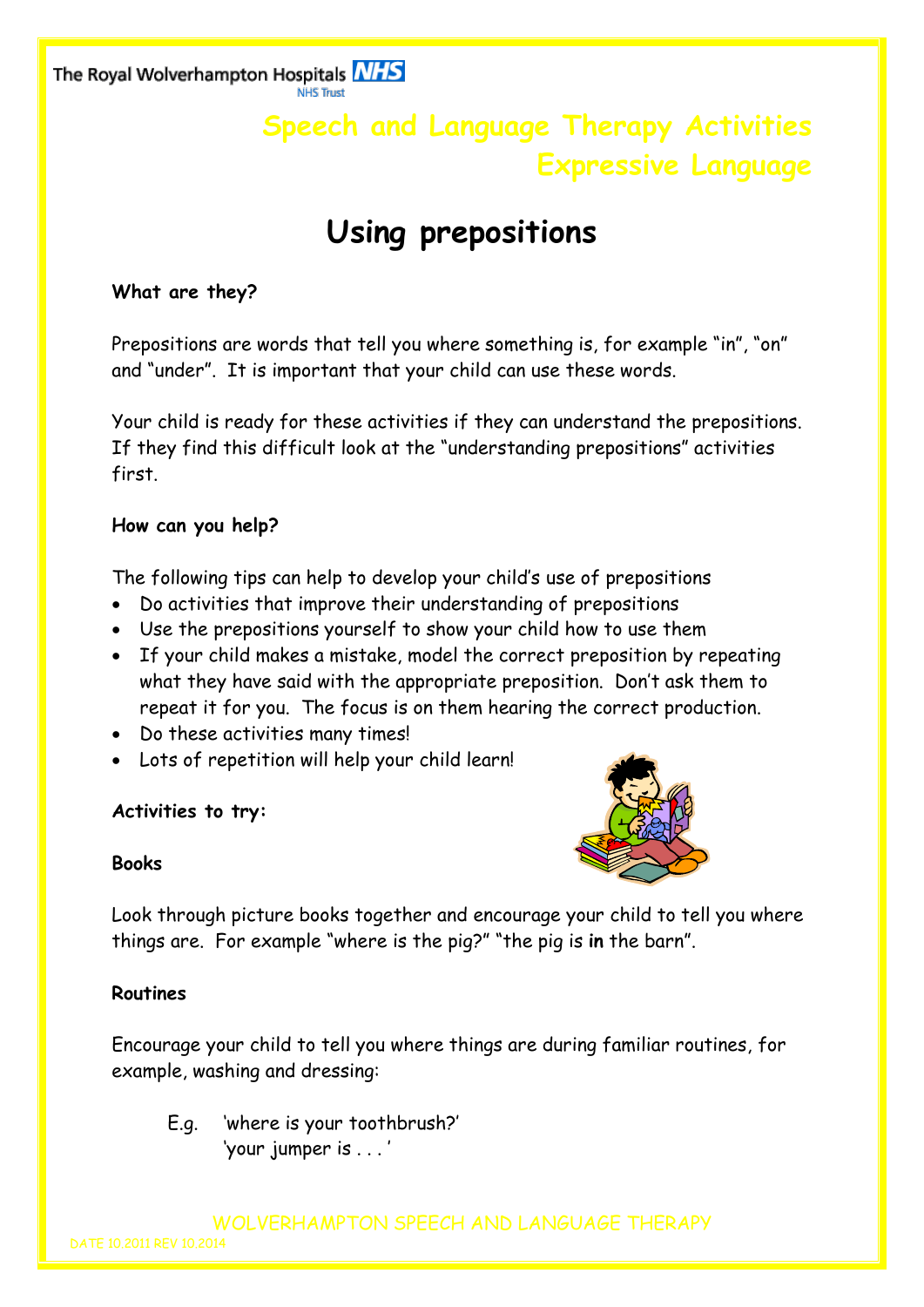The Royal Wolverhampton Hospitals NHS Trust

# Speech and Language Therapy Activities
# Expressive Language

## Using prepositions

**What are they?**

Prepositions are words that tell you where something is, for example "in", "on" and "under". It is important that your child can use these words.

Your child is ready for these activities if they can understand the prepositions. If they find this difficult look at the "understanding prepositions" activities first.

**How can you help?**

The following tips can help to develop your child's use of prepositions

- Do activities that improve their understanding of prepositions
- Use the prepositions yourself to show your child how to use them
- If your child makes a mistake, model the correct preposition by repeating what they have said with the appropriate preposition. Don't ask them to repeat it for you. The focus is on them hearing the correct production.
- Do these activities many times!
- Lots of repetition will help your child learn!

**Activities to try:**

**Books**

Look through picture books together and encourage your child to tell you where things are. For example "where is the pig?" "the pig is **in** the barn".

**Routines**

Encourage your child to tell you where things are during familiar routines, for example, washing and dressing:

E.g. 'where is your toothbrush?'
'your jumper is . . . '

WOLVERHAMPTON SPEECH AND LANGUAGE THERAPY

DATE 10.2011 REV 10.2014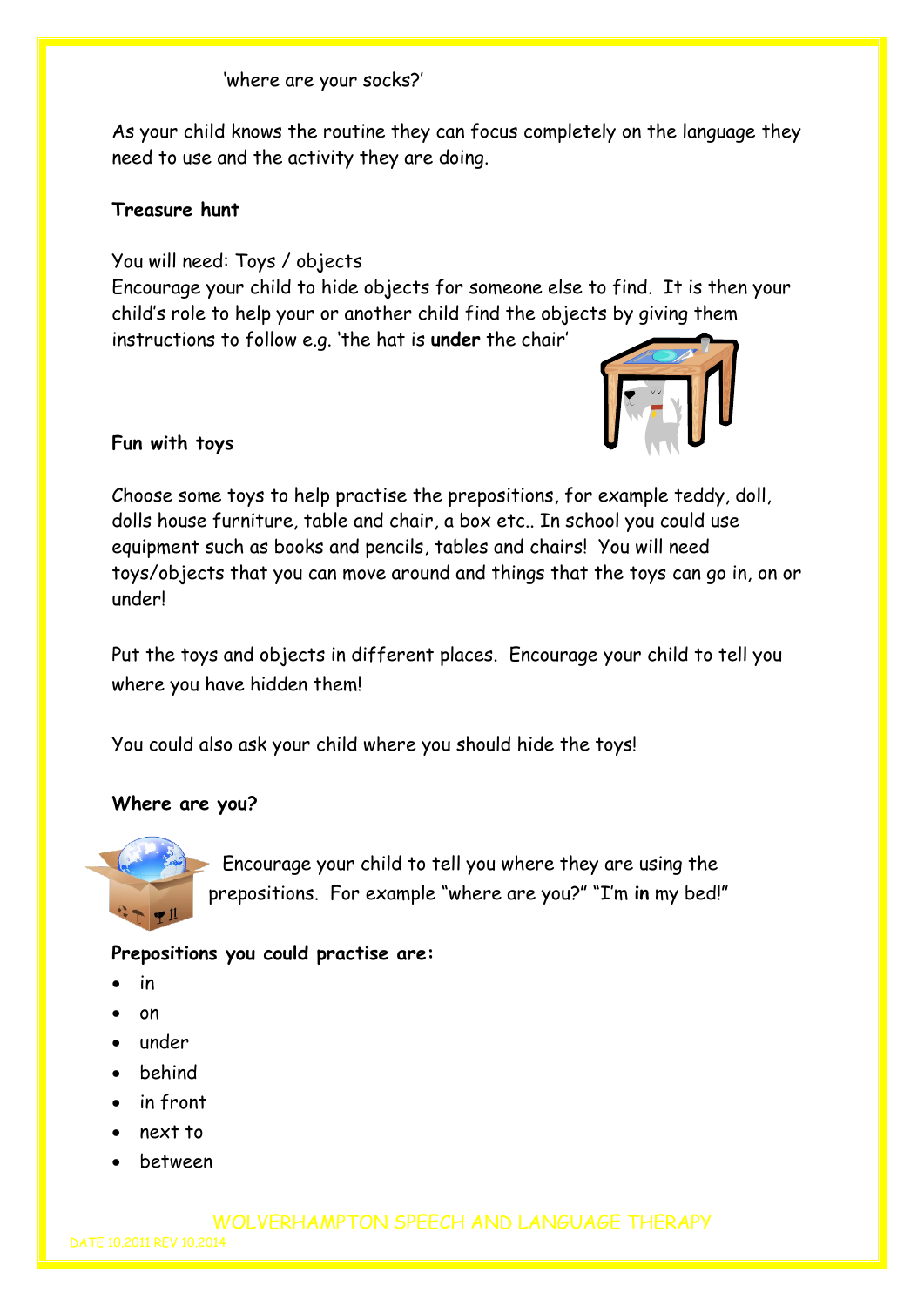'where are your socks?'

As your child knows the routine they can focus completely on the language they need to use and the activity they are doing.

**Treasure hunt**

You will need: Toys / objects
Encourage your child to hide objects for someone else to find. It is then your child's role to help your or another child find the objects by giving them instructions to follow e.g. 'the hat is **under** the chair'

**Fun with toys**

Choose some toys to help practise the prepositions, for example teddy, doll, dolls house furniture, table and chair, a box etc.. In school you could use equipment such as books and pencils, tables and chairs! You will need toys/objects that you can move around and things that the toys can go in, on or under!

Put the toys and objects in different places. Encourage your child to tell you where you have hidden them!

You could also ask your child where you should hide the toys!

**Where are you?**

Encourage your child to tell you where they are using the prepositions. For example "where are you?" "I'm **in** my bed!"

**Prepositions you could practise are:**

- in
- on
- under
- behind
- in front
- next to
- between